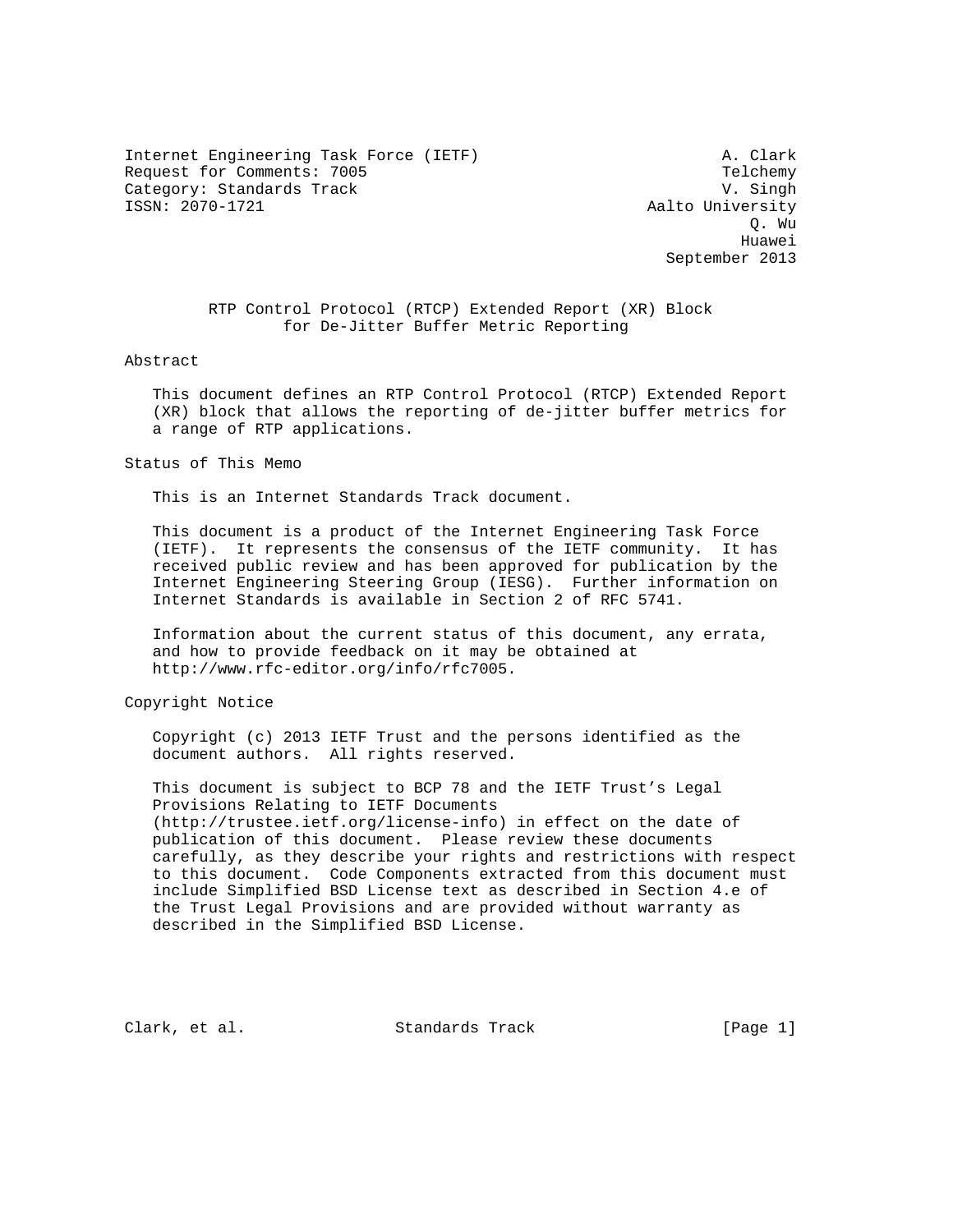Internet Engineering Task Force (IETF)  
Request for Comments: 7005  
Category: Standards Track  
ISSN: 2070-1721

A. Clark  
Telchemy  
V. Singh  
Aalto University  
Q. Wu  
Huawei  
September 2013

# RTP Control Protocol (RTCP) Extended Report (XR) Block for De-Jitter Buffer Metric Reporting

## Abstract

This document defines an RTP Control Protocol (RTCP) Extended Report (XR) block that allows the reporting of de-jitter buffer metrics for a range of RTP applications.

## Status of This Memo

This is an Internet Standards Track document.

This document is a product of the Internet Engineering Task Force (IETF). It represents the consensus of the IETF community. It has received public review and has been approved for publication by the Internet Engineering Steering Group (IESG). Further information on Internet Standards is available in Section 2 of RFC 5741.

Information about the current status of this document, any errata, and how to provide feedback on it may be obtained at http://www.rfc-editor.org/info/rfc7005.

## Copyright Notice

Copyright (c) 2013 IETF Trust and the persons identified as the document authors. All rights reserved.

This document is subject to BCP 78 and the IETF Trust's Legal Provisions Relating to IETF Documents (http://trustee.ietf.org/license-info) in effect on the date of publication of this document. Please review these documents carefully, as they describe your rights and restrictions with respect to this document. Code Components extracted from this document must include Simplified BSD License text as described in Section 4.e of the Trust Legal Provisions and are provided without warranty as described in the Simplified BSD License.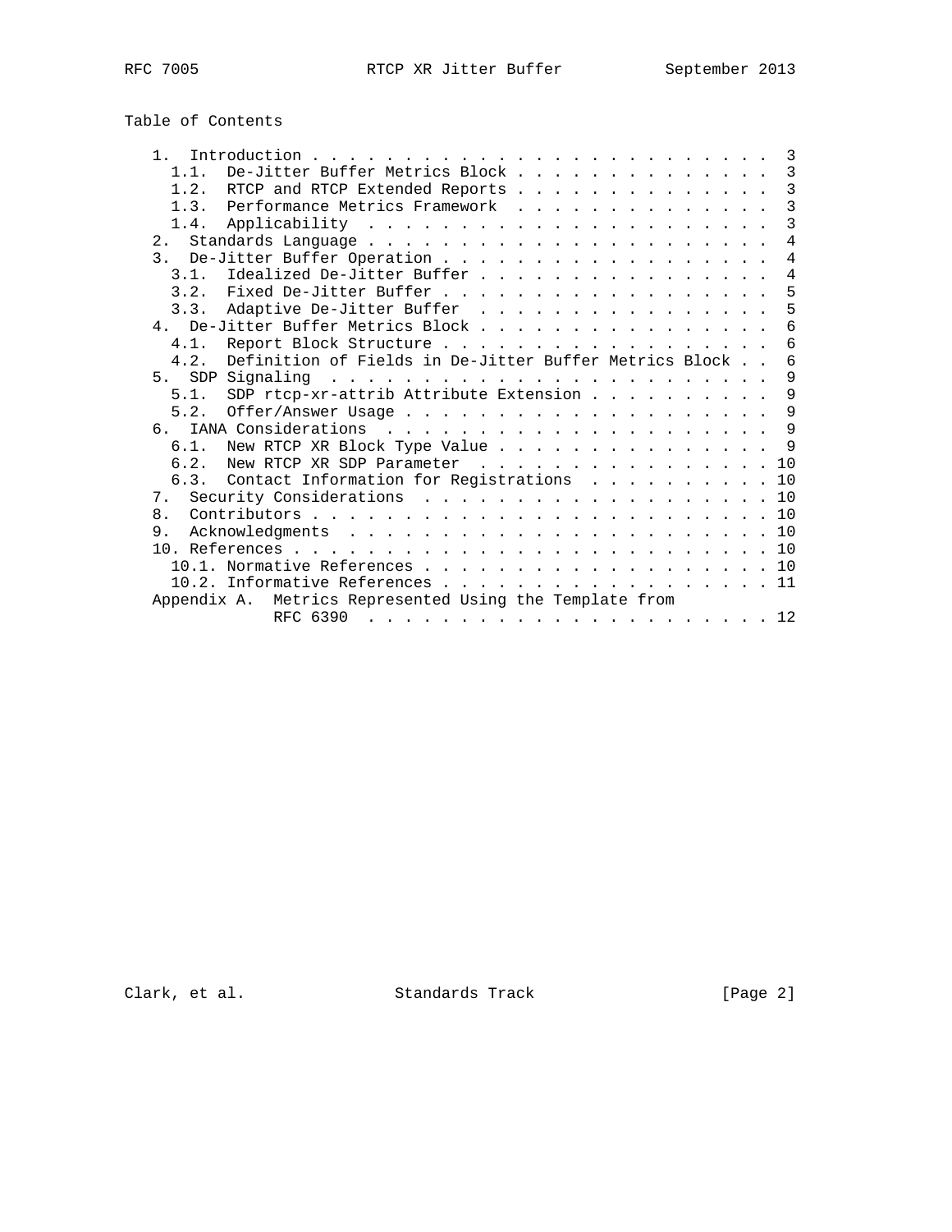## Table of Contents

```
   1.  Introduction . . . . . . . . . . . . . . . . . . . . . . . . .  3
     1.1.  De-Jitter Buffer Metrics Block . . . . . . . . . . . . . .  3
     1.2.  RTCP and RTCP Extended Reports . . . . . . . . . . . . . .  3
     1.3.  Performance Metrics Framework  . . . . . . . . . . . . . .  3
     1.4.  Applicability  . . . . . . . . . . . . . . . . . . . . . .  3
   2.  Standards Language . . . . . . . . . . . . . . . . . . . . . .  4
   3.  De-Jitter Buffer Operation . . . . . . . . . . . . . . . . . .  4
     3.1.  Idealized De-Jitter Buffer . . . . . . . . . . . . . . . .  4
     3.2.  Fixed De-Jitter Buffer . . . . . . . . . . . . . . . . . .  5
     3.3.  Adaptive De-Jitter Buffer  . . . . . . . . . . . . . . . .  5
   4.  De-Jitter Buffer Metrics Block . . . . . . . . . . . . . . . .  6
     4.1.  Report Block Structure . . . . . . . . . . . . . . . . . .  6
     4.2.  Definition of Fields in De-Jitter Buffer Metrics Block . .  6
   5.  SDP Signaling  . . . . . . . . . . . . . . . . . . . . . . . .  9
     5.1.  SDP rtcp-xr-attrib Attribute Extension . . . . . . . . . .  9
     5.2.  Offer/Answer Usage . . . . . . . . . . . . . . . . . . . .  9
   6.  IANA Considerations  . . . . . . . . . . . . . . . . . . . . .  9
     6.1.  New RTCP XR Block Type Value . . . . . . . . . . . . . . .  9
     6.2.  New RTCP XR SDP Parameter  . . . . . . . . . . . . . . . . 10
     6.3.  Contact Information for Registrations  . . . . . . . . . . 10
   7.  Security Considerations  . . . . . . . . . . . . . . . . . . . 10
   8.  Contributors . . . . . . . . . . . . . . . . . . . . . . . . . 10
   9.  Acknowledgments  . . . . . . . . . . . . . . . . . . . . . . . 10
   10. References . . . . . . . . . . . . . . . . . . . . . . . . . . 10
     10.1. Normative References . . . . . . . . . . . . . . . . . . . 10
     10.2. Informative References . . . . . . . . . . . . . . . . . . 11
   Appendix A.  Metrics Represented Using the Template from
                RFC 6390  . . . . . . . . . . . . . . . . . . . . . . 12
```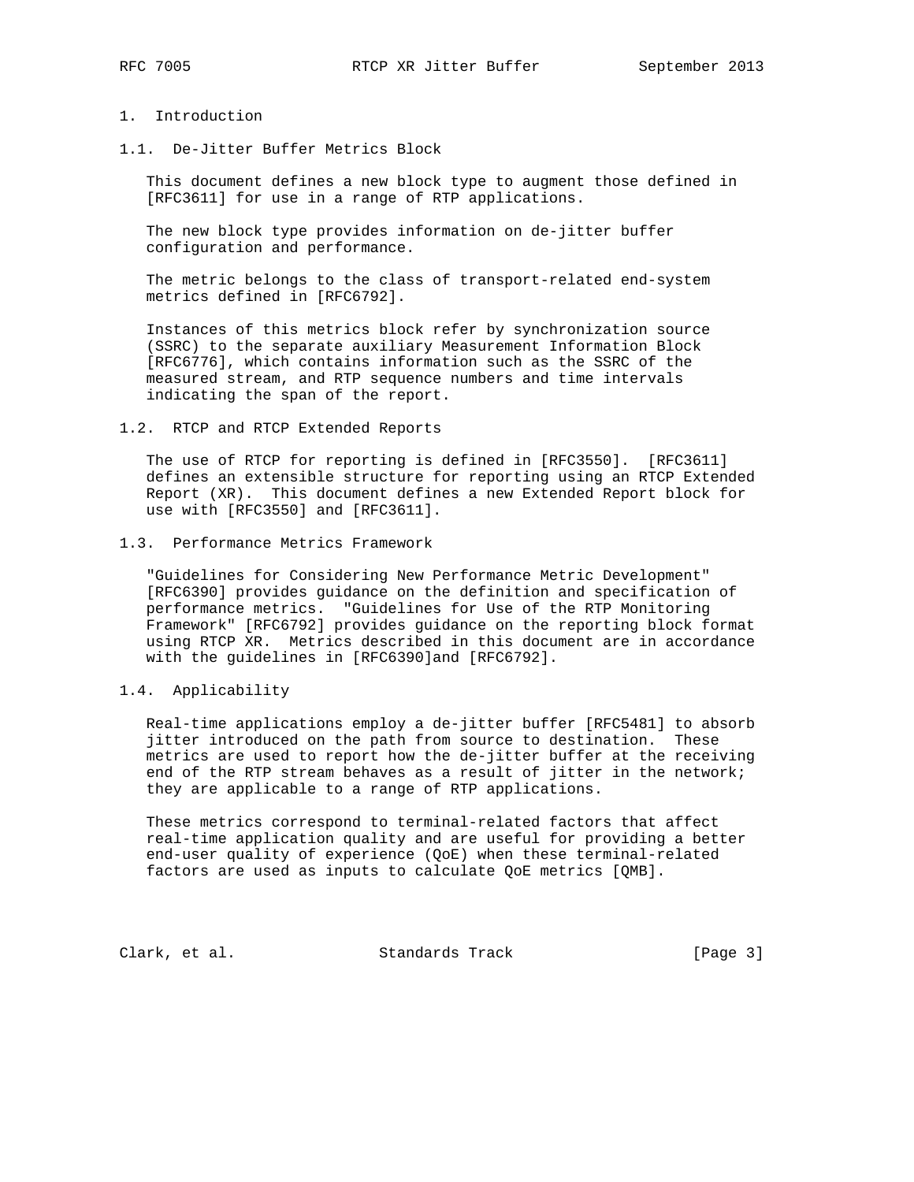# 1. Introduction

## 1.1. De-Jitter Buffer Metrics Block

This document defines a new block type to augment those defined in [RFC3611] for use in a range of RTP applications.

The new block type provides information on de-jitter buffer configuration and performance.

The metric belongs to the class of transport-related end-system metrics defined in [RFC6792].

Instances of this metrics block refer by synchronization source (SSRC) to the separate auxiliary Measurement Information Block [RFC6776], which contains information such as the SSRC of the measured stream, and RTP sequence numbers and time intervals indicating the span of the report.

## 1.2. RTCP and RTCP Extended Reports

The use of RTCP for reporting is defined in [RFC3550]. [RFC3611] defines an extensible structure for reporting using an RTCP Extended Report (XR). This document defines a new Extended Report block for use with [RFC3550] and [RFC3611].

## 1.3. Performance Metrics Framework

"Guidelines for Considering New Performance Metric Development" [RFC6390] provides guidance on the definition and specification of performance metrics. "Guidelines for Use of the RTP Monitoring Framework" [RFC6792] provides guidance on the reporting block format using RTCP XR. Metrics described in this document are in accordance with the guidelines in [RFC6390]and [RFC6792].

## 1.4. Applicability

Real-time applications employ a de-jitter buffer [RFC5481] to absorb jitter introduced on the path from source to destination. These metrics are used to report how the de-jitter buffer at the receiving end of the RTP stream behaves as a result of jitter in the network; they are applicable to a range of RTP applications.

These metrics correspond to terminal-related factors that affect real-time application quality and are useful for providing a better end-user quality of experience (QoE) when these terminal-related factors are used as inputs to calculate QoE metrics [QMB].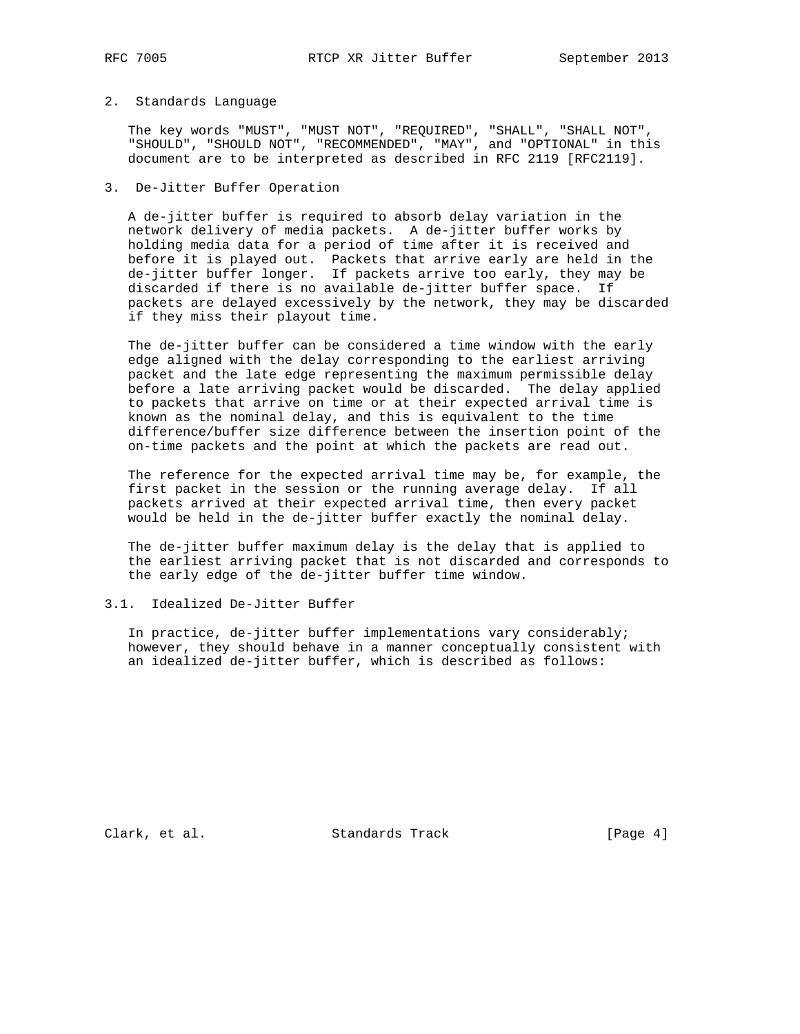## 2. Standards Language

The key words "MUST", "MUST NOT", "REQUIRED", "SHALL", "SHALL NOT", "SHOULD", "SHOULD NOT", "RECOMMENDED", "MAY", and "OPTIONAL" in this document are to be interpreted as described in RFC 2119 [RFC2119].

## 3. De-Jitter Buffer Operation

A de-jitter buffer is required to absorb delay variation in the network delivery of media packets. A de-jitter buffer works by holding media data for a period of time after it is received and before it is played out. Packets that arrive early are held in the de-jitter buffer longer. If packets arrive too early, they may be discarded if there is no available de-jitter buffer space. If packets are delayed excessively by the network, they may be discarded if they miss their playout time.

The de-jitter buffer can be considered a time window with the early edge aligned with the delay corresponding to the earliest arriving packet and the late edge representing the maximum permissible delay before a late arriving packet would be discarded. The delay applied to packets that arrive on time or at their expected arrival time is known as the nominal delay, and this is equivalent to the time difference/buffer size difference between the insertion point of the on-time packets and the point at which the packets are read out.

The reference for the expected arrival time may be, for example, the first packet in the session or the running average delay. If all packets arrived at their expected arrival time, then every packet would be held in the de-jitter buffer exactly the nominal delay.

The de-jitter buffer maximum delay is the delay that is applied to the earliest arriving packet that is not discarded and corresponds to the early edge of the de-jitter buffer time window.

### 3.1. Idealized De-Jitter Buffer

In practice, de-jitter buffer implementations vary considerably; however, they should behave in a manner conceptually consistent with an idealized de-jitter buffer, which is described as follows: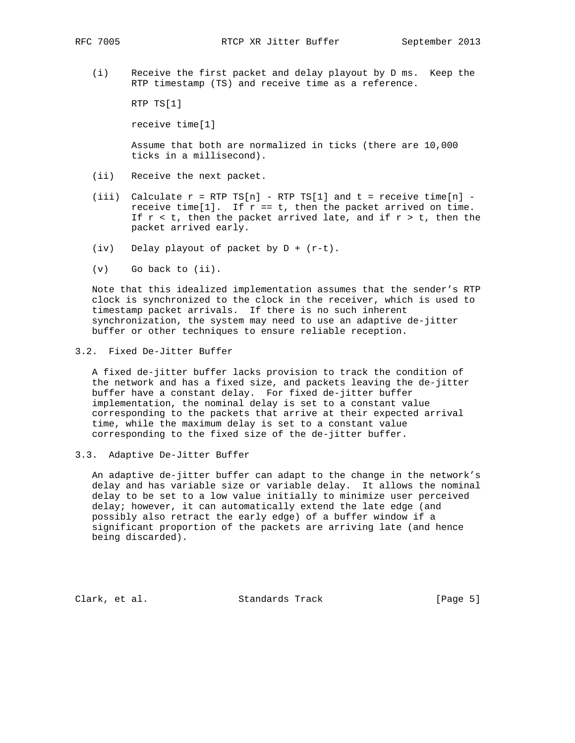(i) Receive the first packet and delay playout by D ms. Keep the RTP timestamp (TS) and receive time as a reference.

RTP TS[1]

receive time[1]

Assume that both are normalized in ticks (there are 10,000 ticks in a millisecond).

(ii) Receive the next packet.

(iii) Calculate r = RTP TS[n] - RTP TS[1] and t = receive time[n] - receive time[1]. If r == t, then the packet arrived on time. If r < t, then the packet arrived late, and if r > t, then the packet arrived early.

(iv) Delay playout of packet by D + (r-t).

(v) Go back to (ii).

Note that this idealized implementation assumes that the sender's RTP clock is synchronized to the clock in the receiver, which is used to timestamp packet arrivals. If there is no such inherent synchronization, the system may need to use an adaptive de-jitter buffer or other techniques to ensure reliable reception.

## 3.2. Fixed De-Jitter Buffer

A fixed de-jitter buffer lacks provision to track the condition of the network and has a fixed size, and packets leaving the de-jitter buffer have a constant delay. For fixed de-jitter buffer implementation, the nominal delay is set to a constant value corresponding to the packets that arrive at their expected arrival time, while the maximum delay is set to a constant value corresponding to the fixed size of the de-jitter buffer.

## 3.3. Adaptive De-Jitter Buffer

An adaptive de-jitter buffer can adapt to the change in the network's delay and has variable size or variable delay. It allows the nominal delay to be set to a low value initially to minimize user perceived delay; however, it can automatically extend the late edge (and possibly also retract the early edge) of a buffer window if a significant proportion of the packets are arriving late (and hence being discarded).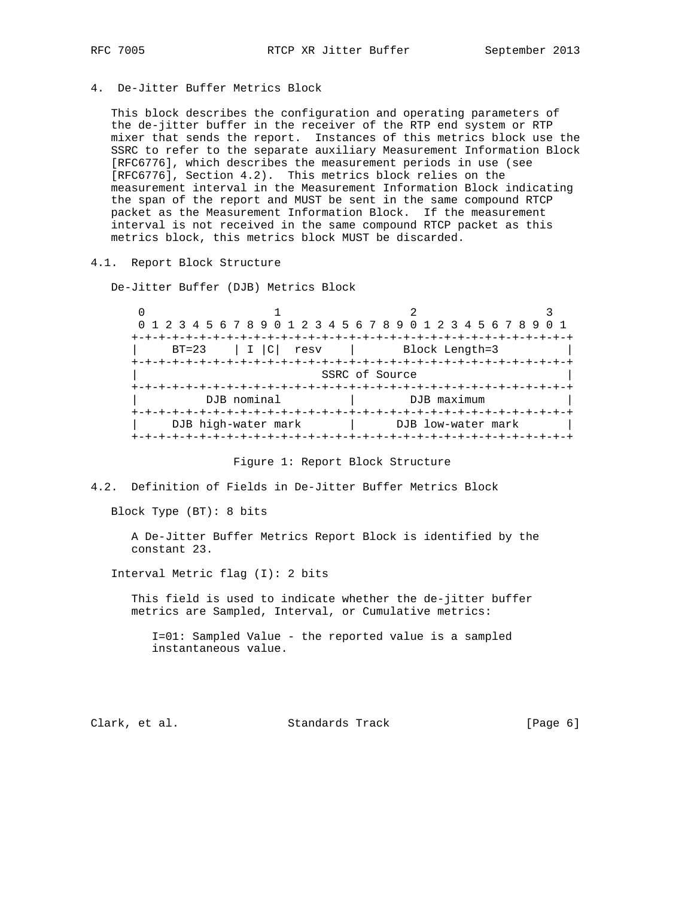## 4. De-Jitter Buffer Metrics Block

This block describes the configuration and operating parameters of the de-jitter buffer in the receiver of the RTP end system or RTP mixer that sends the report. Instances of this metrics block use the SSRC to refer to the separate auxiliary Measurement Information Block [RFC6776], which describes the measurement periods in use (see [RFC6776], Section 4.2). This metrics block relies on the measurement interval in the Measurement Information Block indicating the span of the report and MUST be sent in the same compound RTCP packet as the Measurement Information Block. If the measurement interval is not received in the same compound RTCP packet as this metrics block, this metrics block MUST be discarded.

### 4.1. Report Block Structure

De-Jitter Buffer (DJB) Metrics Block

```
 0                   1                   2                   3
 0 1 2 3 4 5 6 7 8 9 0 1 2 3 4 5 6 7 8 9 0 1 2 3 4 5 6 7 8 9 0 1
+-+-+-+-+-+-+-+-+-+-+-+-+-+-+-+-+-+-+-+-+-+-+-+-+-+-+-+-+-+-+-+-+
|     BT=23     | I |C|  resv   |       Block Length=3          |
+-+-+-+-+-+-+-+-+-+-+-+-+-+-+-+-+-+-+-+-+-+-+-+-+-+-+-+-+-+-+-+-+
|                           SSRC of Source                      |
+-+-+-+-+-+-+-+-+-+-+-+-+-+-+-+-+-+-+-+-+-+-+-+-+-+-+-+-+-+-+-+-+
|          DJB nominal          |        DJB maximum            |
+-+-+-+-+-+-+-+-+-+-+-+-+-+-+-+-+-+-+-+-+-+-+-+-+-+-+-+-+-+-+-+-+
|     DJB high-water mark       |      DJB low-water mark       |
+-+-+-+-+-+-+-+-+-+-+-+-+-+-+-+-+-+-+-+-+-+-+-+-+-+-+-+-+-+-+-+-+
```

Figure 1: Report Block Structure

### 4.2. Definition of Fields in De-Jitter Buffer Metrics Block

Block Type (BT): 8 bits

A De-Jitter Buffer Metrics Report Block is identified by the constant 23.

Interval Metric flag (I): 2 bits

This field is used to indicate whether the de-jitter buffer metrics are Sampled, Interval, or Cumulative metrics:

I=01: Sampled Value - the reported value is a sampled instantaneous value.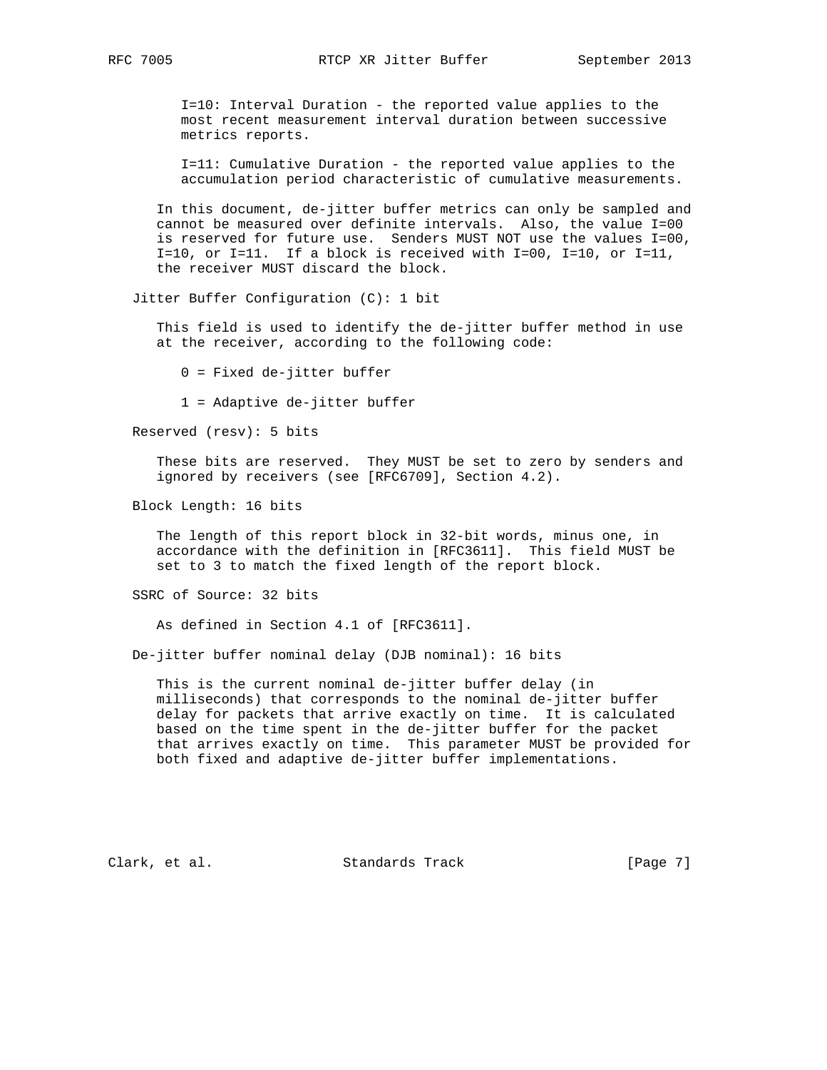I=10: Interval Duration - the reported value applies to the most recent measurement interval duration between successive metrics reports.

I=11: Cumulative Duration - the reported value applies to the accumulation period characteristic of cumulative measurements.

In this document, de-jitter buffer metrics can only be sampled and cannot be measured over definite intervals. Also, the value I=00 is reserved for future use. Senders MUST NOT use the values I=00, I=10, or I=11. If a block is received with I=00, I=10, or I=11, the receiver MUST discard the block.

Jitter Buffer Configuration (C): 1 bit

This field is used to identify the de-jitter buffer method in use at the receiver, according to the following code:

0 = Fixed de-jitter buffer

1 = Adaptive de-jitter buffer

Reserved (resv): 5 bits

These bits are reserved. They MUST be set to zero by senders and ignored by receivers (see [RFC6709], Section 4.2).

Block Length: 16 bits

The length of this report block in 32-bit words, minus one, in accordance with the definition in [RFC3611]. This field MUST be set to 3 to match the fixed length of the report block.

SSRC of Source: 32 bits

As defined in Section 4.1 of [RFC3611].

De-jitter buffer nominal delay (DJB nominal): 16 bits

This is the current nominal de-jitter buffer delay (in milliseconds) that corresponds to the nominal de-jitter buffer delay for packets that arrive exactly on time. It is calculated based on the time spent in the de-jitter buffer for the packet that arrives exactly on time. This parameter MUST be provided for both fixed and adaptive de-jitter buffer implementations.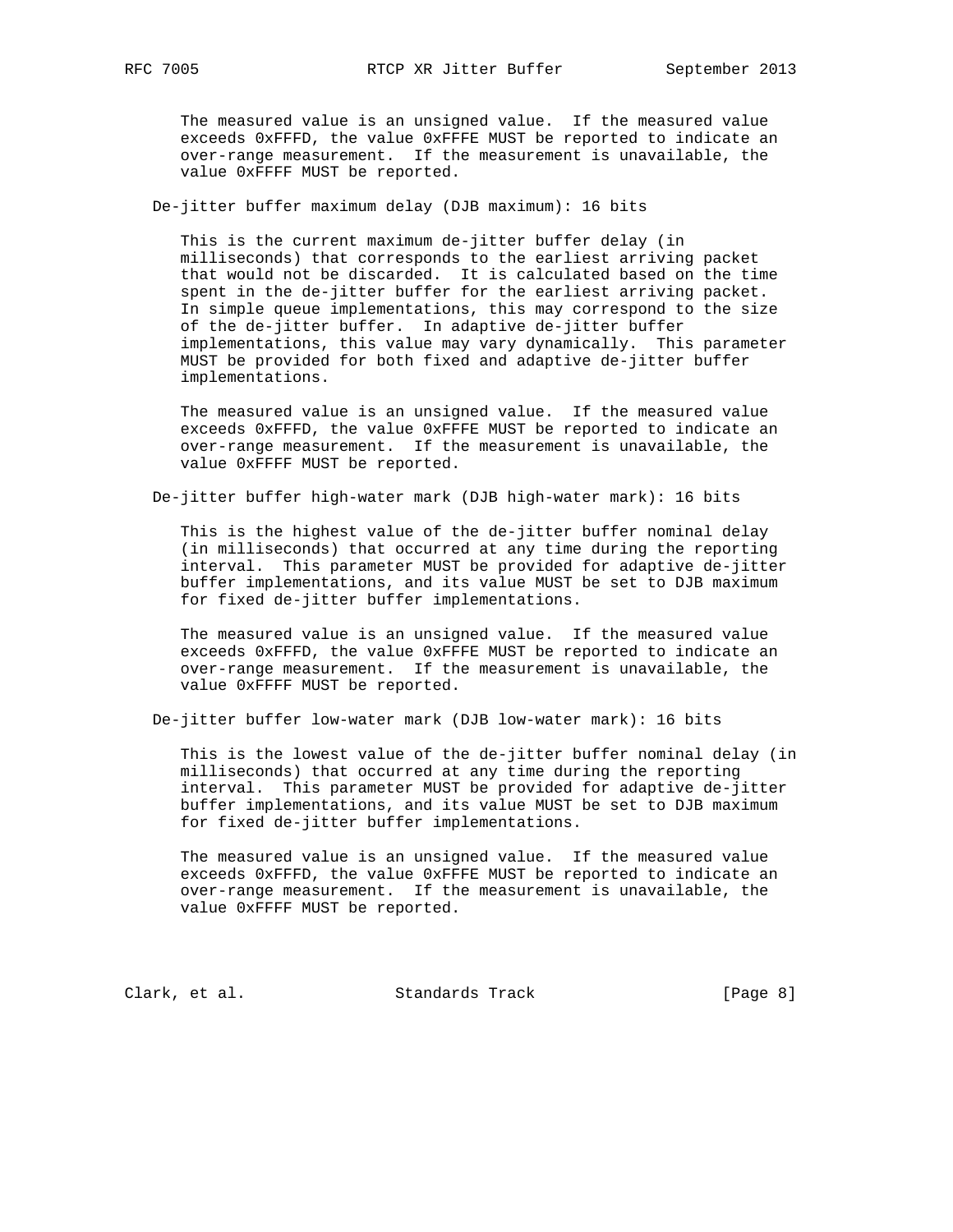The measured value is an unsigned value. If the measured value exceeds 0xFFFD, the value 0xFFFE MUST be reported to indicate an over-range measurement. If the measurement is unavailable, the value 0xFFFF MUST be reported.

De-jitter buffer maximum delay (DJB maximum): 16 bits

This is the current maximum de-jitter buffer delay (in milliseconds) that corresponds to the earliest arriving packet that would not be discarded. It is calculated based on the time spent in the de-jitter buffer for the earliest arriving packet. In simple queue implementations, this may correspond to the size of the de-jitter buffer. In adaptive de-jitter buffer implementations, this value may vary dynamically. This parameter MUST be provided for both fixed and adaptive de-jitter buffer implementations.

The measured value is an unsigned value. If the measured value exceeds 0xFFFD, the value 0xFFFE MUST be reported to indicate an over-range measurement. If the measurement is unavailable, the value 0xFFFF MUST be reported.

De-jitter buffer high-water mark (DJB high-water mark): 16 bits

This is the highest value of the de-jitter buffer nominal delay (in milliseconds) that occurred at any time during the reporting interval. This parameter MUST be provided for adaptive de-jitter buffer implementations, and its value MUST be set to DJB maximum for fixed de-jitter buffer implementations.

The measured value is an unsigned value. If the measured value exceeds 0xFFFD, the value 0xFFFE MUST be reported to indicate an over-range measurement. If the measurement is unavailable, the value 0xFFFF MUST be reported.

De-jitter buffer low-water mark (DJB low-water mark): 16 bits

This is the lowest value of the de-jitter buffer nominal delay (in milliseconds) that occurred at any time during the reporting interval. This parameter MUST be provided for adaptive de-jitter buffer implementations, and its value MUST be set to DJB maximum for fixed de-jitter buffer implementations.

The measured value is an unsigned value. If the measured value exceeds 0xFFFD, the value 0xFFFE MUST be reported to indicate an over-range measurement. If the measurement is unavailable, the value 0xFFFF MUST be reported.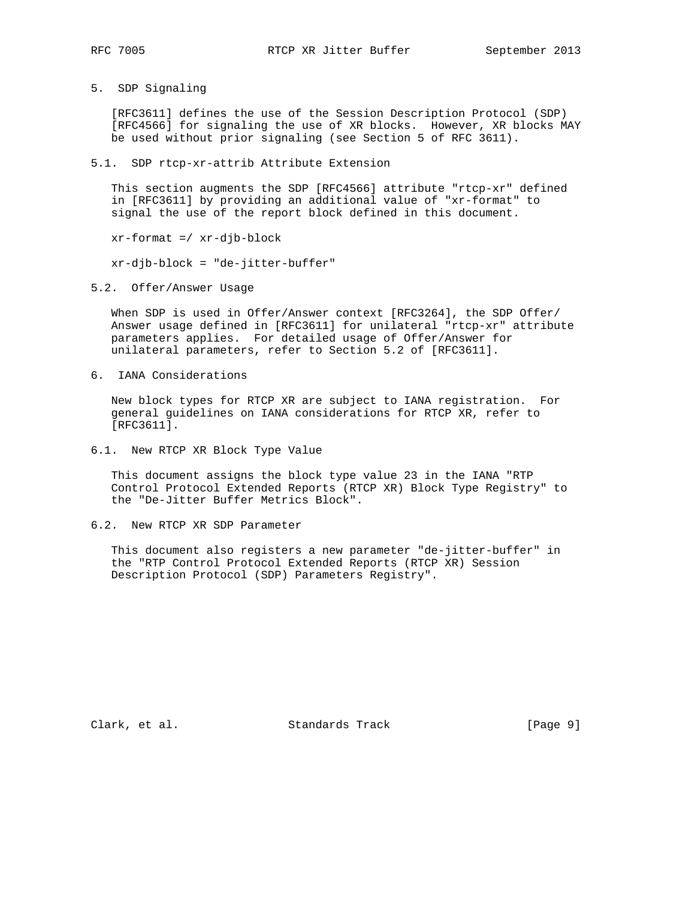## 5. SDP Signaling

[RFC3611] defines the use of the Session Description Protocol (SDP) [RFC4566] for signaling the use of XR blocks. However, XR blocks MAY be used without prior signaling (see Section 5 of RFC 3611).

### 5.1. SDP rtcp-xr-attrib Attribute Extension

This section augments the SDP [RFC4566] attribute "rtcp-xr" defined in [RFC3611] by providing an additional value of "xr-format" to signal the use of the report block defined in this document.

```
xr-format =/ xr-djb-block

xr-djb-block = "de-jitter-buffer"
```

### 5.2. Offer/Answer Usage

When SDP is used in Offer/Answer context [RFC3264], the SDP Offer/Answer usage defined in [RFC3611] for unilateral "rtcp-xr" attribute parameters applies. For detailed usage of Offer/Answer for unilateral parameters, refer to Section 5.2 of [RFC3611].

## 6. IANA Considerations

New block types for RTCP XR are subject to IANA registration. For general guidelines on IANA considerations for RTCP XR, refer to [RFC3611].

### 6.1. New RTCP XR Block Type Value

This document assigns the block type value 23 in the IANA "RTP Control Protocol Extended Reports (RTCP XR) Block Type Registry" to the "De-Jitter Buffer Metrics Block".

### 6.2. New RTCP XR SDP Parameter

This document also registers a new parameter "de-jitter-buffer" in the "RTP Control Protocol Extended Reports (RTCP XR) Session Description Protocol (SDP) Parameters Registry".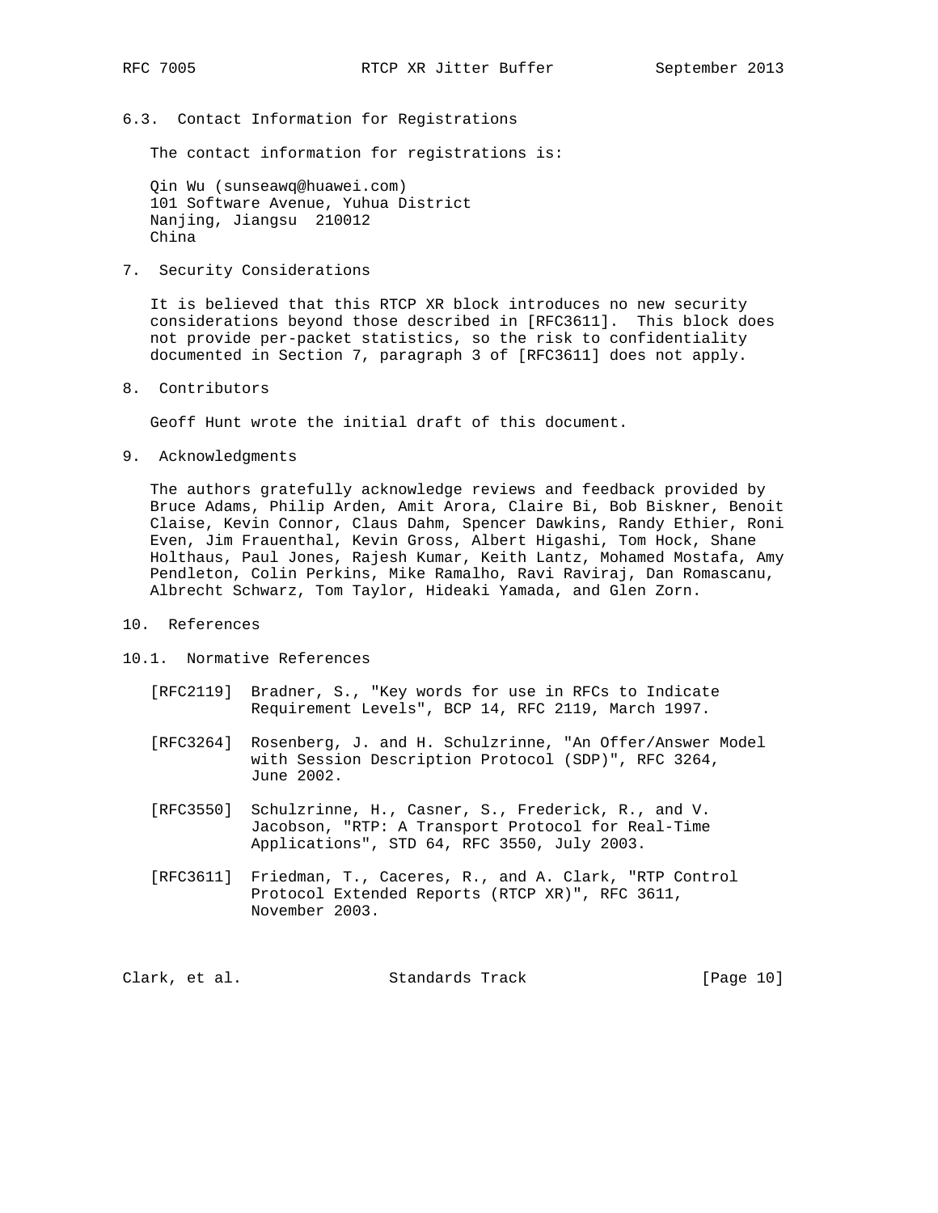### 6.3. Contact Information for Registrations

The contact information for registrations is:

Qin Wu (sunseawq@huawei.com)
101 Software Avenue, Yuhua District
Nanjing, Jiangsu 210012
China

## 7. Security Considerations

It is believed that this RTCP XR block introduces no new security considerations beyond those described in [RFC3611]. This block does not provide per-packet statistics, so the risk to confidentiality documented in Section 7, paragraph 3 of [RFC3611] does not apply.

## 8. Contributors

Geoff Hunt wrote the initial draft of this document.

## 9. Acknowledgments

The authors gratefully acknowledge reviews and feedback provided by Bruce Adams, Philip Arden, Amit Arora, Claire Bi, Bob Biskner, Benoit Claise, Kevin Connor, Claus Dahm, Spencer Dawkins, Randy Ethier, Roni Even, Jim Frauenthal, Kevin Gross, Albert Higashi, Tom Hock, Shane Holthaus, Paul Jones, Rajesh Kumar, Keith Lantz, Mohamed Mostafa, Amy Pendleton, Colin Perkins, Mike Ramalho, Ravi Raviraj, Dan Romascanu, Albrecht Schwarz, Tom Taylor, Hideaki Yamada, and Glen Zorn.

## 10. References

### 10.1. Normative References

[RFC2119] Bradner, S., "Key words for use in RFCs to Indicate Requirement Levels", BCP 14, RFC 2119, March 1997.

[RFC3264] Rosenberg, J. and H. Schulzrinne, "An Offer/Answer Model with Session Description Protocol (SDP)", RFC 3264, June 2002.

[RFC3550] Schulzrinne, H., Casner, S., Frederick, R., and V. Jacobson, "RTP: A Transport Protocol for Real-Time Applications", STD 64, RFC 3550, July 2003.

[RFC3611] Friedman, T., Caceres, R., and A. Clark, "RTP Control Protocol Extended Reports (RTCP XR)", RFC 3611, November 2003.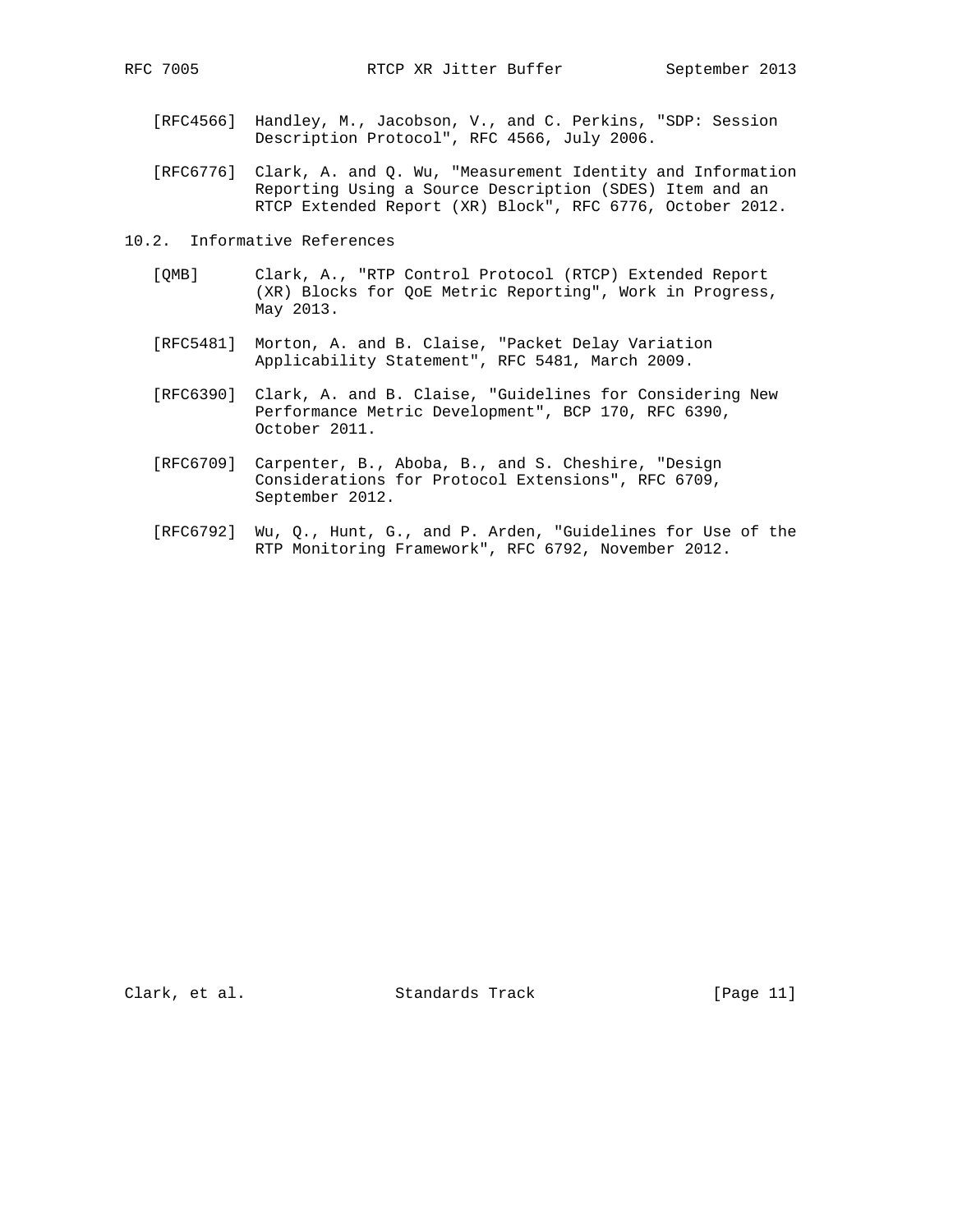[RFC4566] Handley, M., Jacobson, V., and C. Perkins, "SDP: Session Description Protocol", RFC 4566, July 2006.

[RFC6776] Clark, A. and Q. Wu, "Measurement Identity and Information Reporting Using a Source Description (SDES) Item and an RTCP Extended Report (XR) Block", RFC 6776, October 2012.

### 10.2. Informative References

[QMB] Clark, A., "RTP Control Protocol (RTCP) Extended Report (XR) Blocks for QoE Metric Reporting", Work in Progress, May 2013.

[RFC5481] Morton, A. and B. Claise, "Packet Delay Variation Applicability Statement", RFC 5481, March 2009.

[RFC6390] Clark, A. and B. Claise, "Guidelines for Considering New Performance Metric Development", BCP 170, RFC 6390, October 2011.

[RFC6709] Carpenter, B., Aboba, B., and S. Cheshire, "Design Considerations for Protocol Extensions", RFC 6709, September 2012.

[RFC6792] Wu, Q., Hunt, G., and P. Arden, "Guidelines for Use of the RTP Monitoring Framework", RFC 6792, November 2012.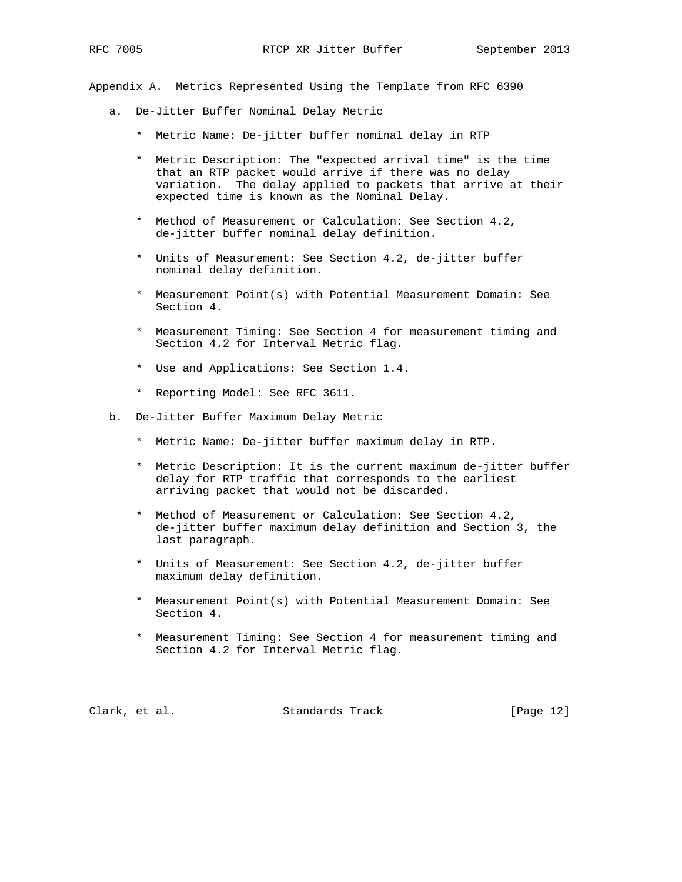# Appendix A. Metrics Represented Using the Template from RFC 6390

a. De-Jitter Buffer Nominal Delay Metric

  * Metric Name: De-jitter buffer nominal delay in RTP

  * Metric Description: The "expected arrival time" is the time that an RTP packet would arrive if there was no delay variation. The delay applied to packets that arrive at their expected time is known as the Nominal Delay.

  * Method of Measurement or Calculation: See Section 4.2, de-jitter buffer nominal delay definition.

  * Units of Measurement: See Section 4.2, de-jitter buffer nominal delay definition.

  * Measurement Point(s) with Potential Measurement Domain: See Section 4.

  * Measurement Timing: See Section 4 for measurement timing and Section 4.2 for Interval Metric flag.

  * Use and Applications: See Section 1.4.

  * Reporting Model: See RFC 3611.

b. De-Jitter Buffer Maximum Delay Metric

  * Metric Name: De-jitter buffer maximum delay in RTP.

  * Metric Description: It is the current maximum de-jitter buffer delay for RTP traffic that corresponds to the earliest arriving packet that would not be discarded.

  * Method of Measurement or Calculation: See Section 4.2, de-jitter buffer maximum delay definition and Section 3, the last paragraph.

  * Units of Measurement: See Section 4.2, de-jitter buffer maximum delay definition.

  * Measurement Point(s) with Potential Measurement Domain: See Section 4.

  * Measurement Timing: See Section 4 for measurement timing and Section 4.2 for Interval Metric flag.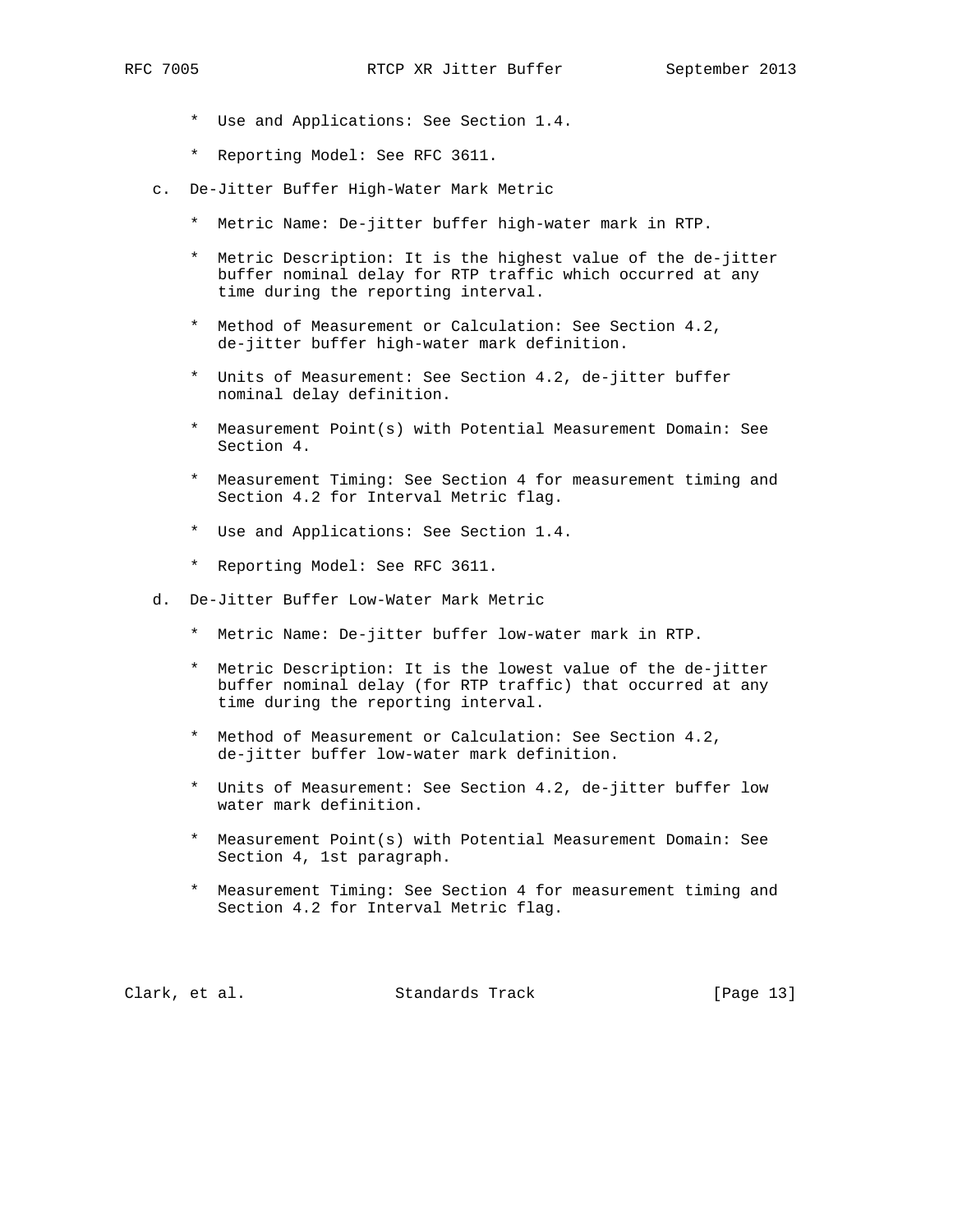* Use and Applications: See Section 1.4.

* Reporting Model: See RFC 3611.

c. De-Jitter Buffer High-Water Mark Metric

* Metric Name: De-jitter buffer high-water mark in RTP.

* Metric Description: It is the highest value of the de-jitter buffer nominal delay for RTP traffic which occurred at any time during the reporting interval.

* Method of Measurement or Calculation: See Section 4.2, de-jitter buffer high-water mark definition.

* Units of Measurement: See Section 4.2, de-jitter buffer nominal delay definition.

* Measurement Point(s) with Potential Measurement Domain: See Section 4.

* Measurement Timing: See Section 4 for measurement timing and Section 4.2 for Interval Metric flag.

* Use and Applications: See Section 1.4.

* Reporting Model: See RFC 3611.

d. De-Jitter Buffer Low-Water Mark Metric

* Metric Name: De-jitter buffer low-water mark in RTP.

* Metric Description: It is the lowest value of the de-jitter buffer nominal delay (for RTP traffic) that occurred at any time during the reporting interval.

* Method of Measurement or Calculation: See Section 4.2, de-jitter buffer low-water mark definition.

* Units of Measurement: See Section 4.2, de-jitter buffer low water mark definition.

* Measurement Point(s) with Potential Measurement Domain: See Section 4, 1st paragraph.

* Measurement Timing: See Section 4 for measurement timing and Section 4.2 for Interval Metric flag.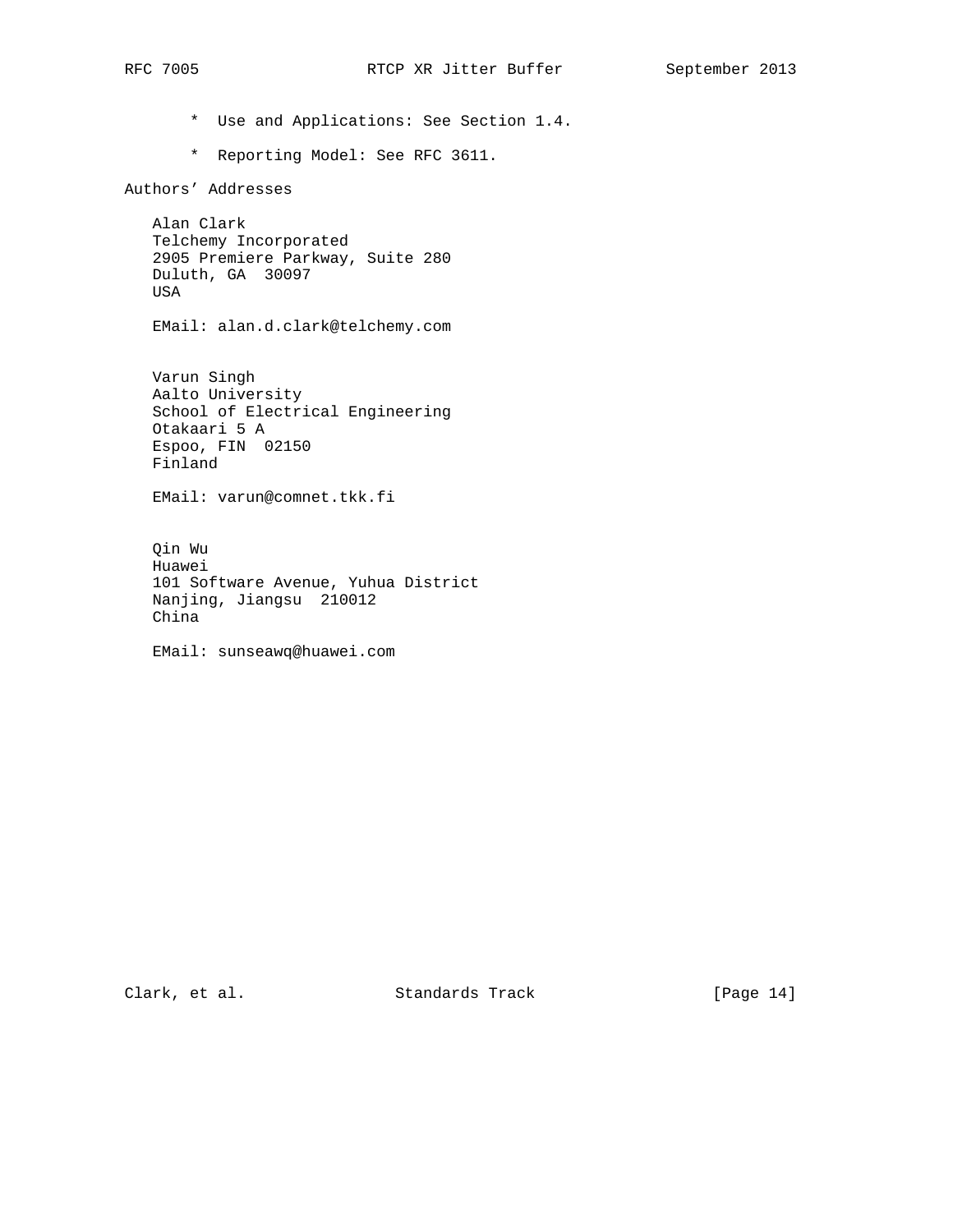* Use and Applications: See Section 1.4.

* Reporting Model: See RFC 3611.

## Authors' Addresses

Alan Clark
Telchemy Incorporated
2905 Premiere Parkway, Suite 280
Duluth, GA  30097
USA

EMail: alan.d.clark@telchemy.com

Varun Singh
Aalto University
School of Electrical Engineering
Otakaari 5 A
Espoo, FIN  02150
Finland

EMail: varun@comnet.tkk.fi

Qin Wu
Huawei
101 Software Avenue, Yuhua District
Nanjing, Jiangsu  210012
China

EMail: sunseawq@huawei.com